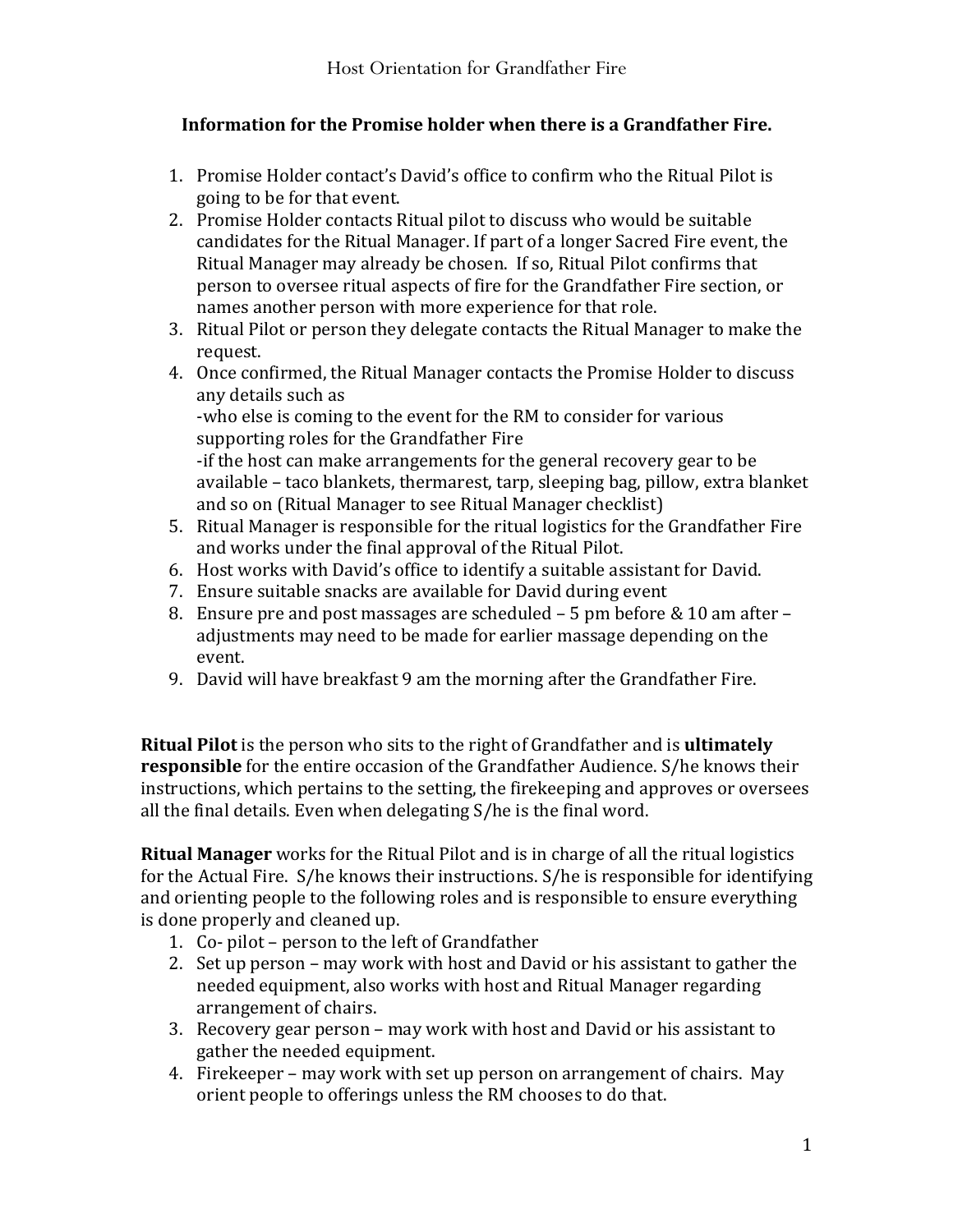# Host Orientation for Grandfather Fire

## Information for the Promise holder when there is a Grandfather Fire.

1. Promise Holder contact's David's office to confirm who the Ritual Pilot is going to be for that event.
2. Promise Holder contacts Ritual pilot to discuss who would be suitable candidates for the Ritual Manager. If part of a longer Sacred Fire event, the Ritual Manager may already be chosen. If so, Ritual Pilot confirms that person to oversee ritual aspects of fire for the Grandfather Fire section, or names another person with more experience for that role.
3. Ritual Pilot or person they delegate contacts the Ritual Manager to make the request.
4. Once confirmed, the Ritual Manager contacts the Promise Holder to discuss any details such as
   -who else is coming to the event for the RM to consider for various supporting roles for the Grandfather Fire
   -if the host can make arrangements for the general recovery gear to be available – taco blankets, thermarest, tarp, sleeping bag, pillow, extra blanket and so on (Ritual Manager to see Ritual Manager checklist)
5. Ritual Manager is responsible for the ritual logistics for the Grandfather Fire and works under the final approval of the Ritual Pilot.
6. Host works with David's office to identify a suitable assistant for David.
7. Ensure suitable snacks are available for David during event
8. Ensure pre and post massages are scheduled – 5 pm before & 10 am after – adjustments may need to be made for earlier massage depending on the event.
9. David will have breakfast 9 am the morning after the Grandfather Fire.

**Ritual Pilot** is the person who sits to the right of Grandfather and is **ultimately responsible** for the entire occasion of the Grandfather Audience. S/he knows their instructions, which pertains to the setting, the firekeeping and approves or oversees all the final details. Even when delegating S/he is the final word.

**Ritual Manager** works for the Ritual Pilot and is in charge of all the ritual logistics for the Actual Fire. S/he knows their instructions. S/he is responsible for identifying and orienting people to the following roles and is responsible to ensure everything is done properly and cleaned up.

1. Co- pilot – person to the left of Grandfather
2. Set up person – may work with host and David or his assistant to gather the needed equipment, also works with host and Ritual Manager regarding arrangement of chairs.
3. Recovery gear person – may work with host and David or his assistant to gather the needed equipment.
4. Firekeeper – may work with set up person on arrangement of chairs. May orient people to offerings unless the RM chooses to do that.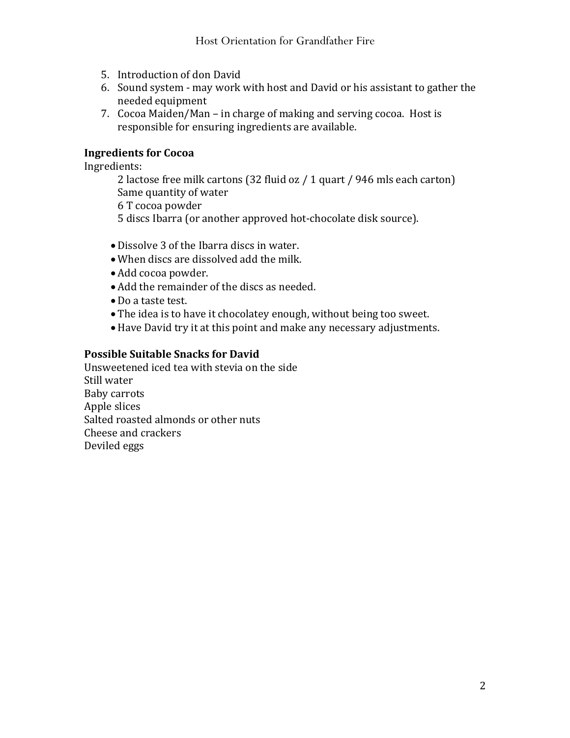5. Introduction of don David
6. Sound system - may work with host and David or his assistant to gather the needed equipment
7. Cocoa Maiden/Man – in charge of making and serving cocoa. Host is responsible for ensuring ingredients are available.

### Ingredients for Cocoa

Ingredients:

2 lactose free milk cartons (32 fluid oz / 1 quart / 946 mls each carton)
Same quantity of water
6 T cocoa powder
5 discs Ibarra (or another approved hot-chocolate disk source).

- Dissolve 3 of the Ibarra discs in water.
- When discs are dissolved add the milk.
- Add cocoa powder.
- Add the remainder of the discs as needed.
- Do a taste test.
- The idea is to have it chocolatey enough, without being too sweet.
- Have David try it at this point and make any necessary adjustments.

### Possible Suitable Snacks for David

Unsweetened iced tea with stevia on the side
Still water
Baby carrots
Apple slices
Salted roasted almonds or other nuts
Cheese and crackers
Deviled eggs